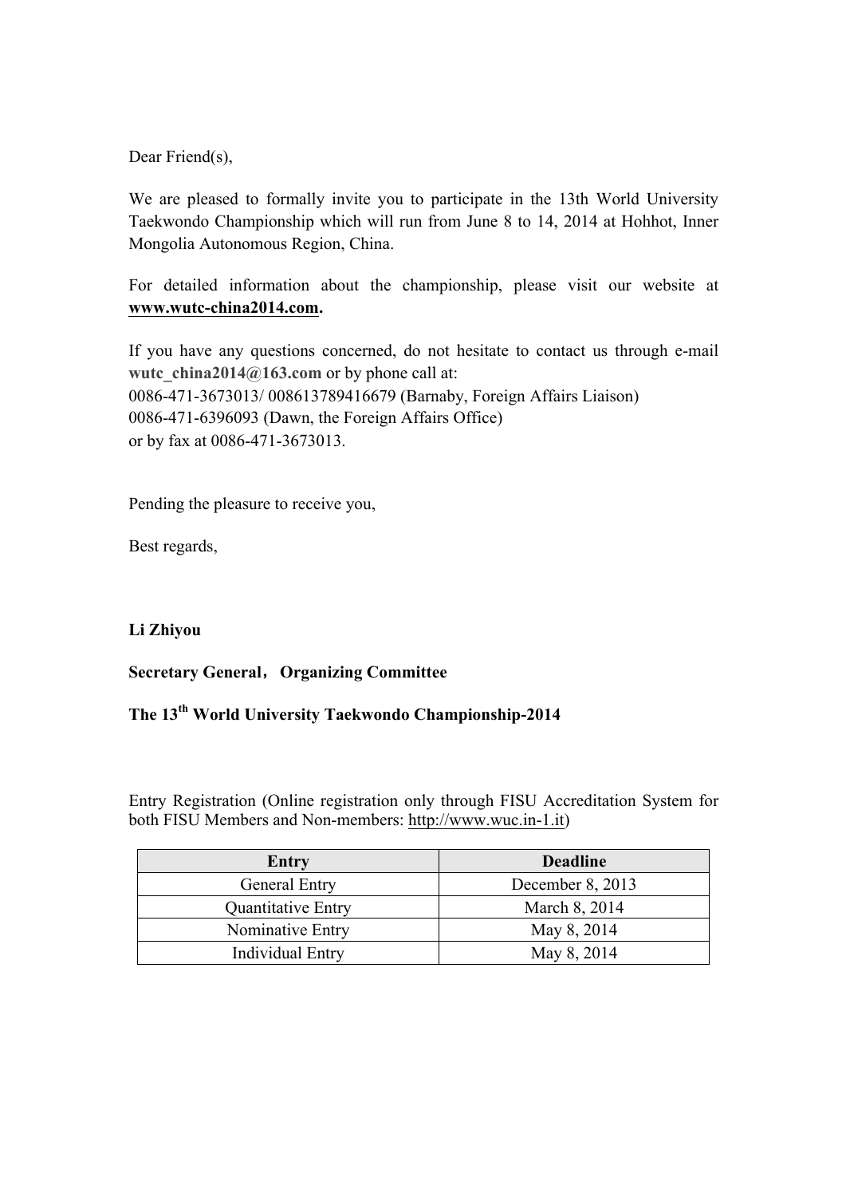Dear Friend(s),

We are pleased to formally invite you to participate in the 13th World University Taekwondo Championship which will run from June 8 to 14, 2014 at Hohhot, Inner Mongolia Autonomous Region, China.

For detailed information about the championship, please visit our website at **www.wutc-china2014.com.**

If you have any questions concerned, do not hesitate to contact us through e-mail **wutc_china2014@163.com** or by phone call at:
0086-471-3673013/ 008613789416679 (Barnaby, Foreign Affairs Liaison)
0086-471-6396093 (Dawn, the Foreign Affairs Office)
or by fax at 0086-471-3673013.

Pending the pleasure to receive you,

Best regards,

**Li Zhiyou**

**Secretary General，Organizing Committee**

**The 13th World University Taekwondo Championship-2014**

Entry Registration (Online registration only through FISU Accreditation System for both FISU Members and Non-members: http://www.wuc.in-1.it)

| Entry | Deadline |
|---|---|
| General Entry | December 8, 2013 |
| Quantitative Entry | March 8, 2014 |
| Nominative Entry | May 8, 2014 |
| Individual Entry | May 8, 2014 |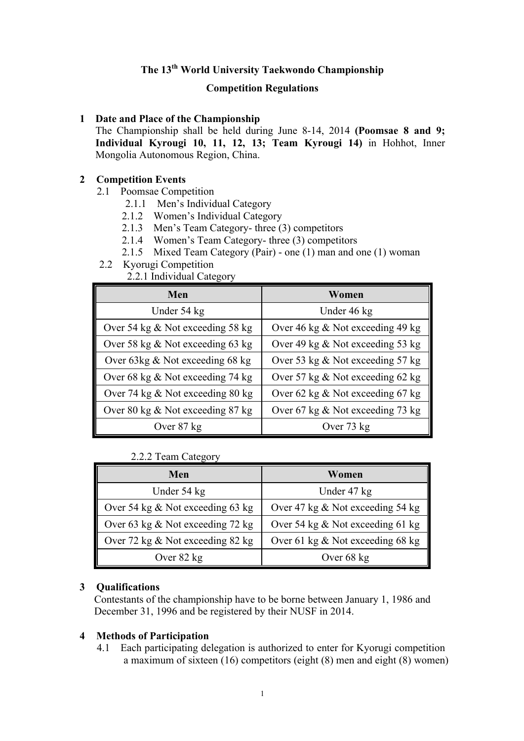**The 13th World University Taekwondo Championship**

**Competition Regulations**

## 1 Date and Place of the Championship

The Championship shall be held during June 8-14, 2014 **(Poomsae 8 and 9; Individual Kyrougi 10, 11, 12, 13; Team Kyrougi 14)** in Hohhot, Inner Mongolia Autonomous Region, China.

## 2 Competition Events

2.1 Poomsae Competition

- 2.1.1 Men's Individual Category
- 2.1.2 Women's Individual Category
- 2.1.3 Men's Team Category- three (3) competitors
- 2.1.4 Women's Team Category- three (3) competitors
- 2.1.5 Mixed Team Category (Pair) - one (1) man and one (1) woman

2.2 Kyorugi Competition

2.2.1 Individual Category

| Men | Women |
|---|---|
| Under 54 kg | Under 46 kg |
| Over 54 kg & Not exceeding 58 kg | Over 46 kg & Not exceeding 49 kg |
| Over 58 kg & Not exceeding 63 kg | Over 49 kg & Not exceeding 53 kg |
| Over 63kg & Not exceeding 68 kg | Over 53 kg & Not exceeding 57 kg |
| Over 68 kg & Not exceeding 74 kg | Over 57 kg & Not exceeding 62 kg |
| Over 74 kg & Not exceeding 80 kg | Over 62 kg & Not exceeding 67 kg |
| Over 80 kg & Not exceeding 87 kg | Over 67 kg & Not exceeding 73 kg |
| Over 87 kg | Over 73 kg |

2.2.2 Team Category

| Men | Women |
|---|---|
| Under 54 kg | Under 47 kg |
| Over 54 kg & Not exceeding 63 kg | Over 47 kg & Not exceeding 54 kg |
| Over 63 kg & Not exceeding 72 kg | Over 54 kg & Not exceeding 61 kg |
| Over 72 kg & Not exceeding 82 kg | Over 61 kg & Not exceeding 68 kg |
| Over 82 kg | Over 68 kg |

## 3 Qualifications

Contestants of the championship have to be borne between January 1, 1986 and December 31, 1996 and be registered by their NUSF in 2014.

## 4 Methods of Participation

4.1 Each participating delegation is authorized to enter for Kyorugi competition a maximum of sixteen (16) competitors (eight (8) men and eight (8) women)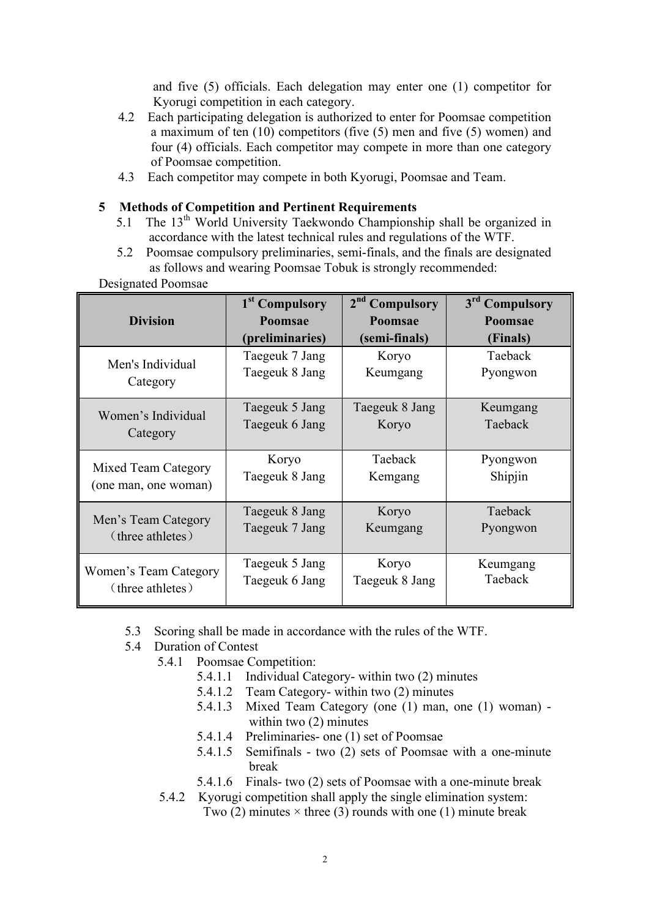and five (5) officials. Each delegation may enter one (1) competitor for Kyorugi competition in each category.

4.2 Each participating delegation is authorized to enter for Poomsae competition a maximum of ten (10) competitors (five (5) men and five (5) women) and four (4) officials. Each competitor may compete in more than one category of Poomsae competition.

4.3 Each competitor may compete in both Kyorugi, Poomsae and Team.

## 5 Methods of Competition and Pertinent Requirements

5.1 The 13th World University Taekwondo Championship shall be organized in accordance with the latest technical rules and regulations of the WTF.

5.2 Poomsae compulsory preliminaries, semi-finals, and the finals are designated as follows and wearing Poomsae Tobuk is strongly recommended:

Designated Poomsae

| Division | 1st Compulsory Poomsae (preliminaries) | 2nd Compulsory Poomsae (semi-finals) | 3rd Compulsory Poomsae (Finals) |
|---|---|---|---|
| Men's Individual Category | Taegeuk 7 Jang<br>Taegeuk 8 Jang | Koryo<br>Keumgang | Taeback<br>Pyongwon |
| Women's Individual Category | Taegeuk 5 Jang<br>Taegeuk 6 Jang | Taegeuk 8 Jang<br>Koryo | Keumgang<br>Taeback |
| Mixed Team Category (one man, one woman) | Koryo<br>Taegeuk 8 Jang | Taeback<br>Kemgang | Pyongwon<br>Shipjin |
| Men's Team Category（three athletes） | Taegeuk 8 Jang<br>Taegeuk 7 Jang | Koryo<br>Keumgang | Taeback<br>Pyongwon |
| Women's Team Category（three athletes） | Taegeuk 5 Jang<br>Taegeuk 6 Jang | Koryo<br>Taegeuk 8 Jang | Keumgang<br>Taeback |

5.3 Scoring shall be made in accordance with the rules of the WTF.

5.4 Duration of Contest

- 5.4.1 Poomsae Competition:
  - 5.4.1.1 Individual Category- within two (2) minutes
  - 5.4.1.2 Team Category- within two (2) minutes
  - 5.4.1.3 Mixed Team Category (one (1) man, one (1) woman) - within two (2) minutes
  - 5.4.1.4 Preliminaries- one (1) set of Poomsae
  - 5.4.1.5 Semifinals - two (2) sets of Poomsae with a one-minute break
  - 5.4.1.6 Finals- two (2) sets of Poomsae with a one-minute break
- 5.4.2 Kyorugi competition shall apply the single elimination system: Two (2) minutes × three (3) rounds with one (1) minute break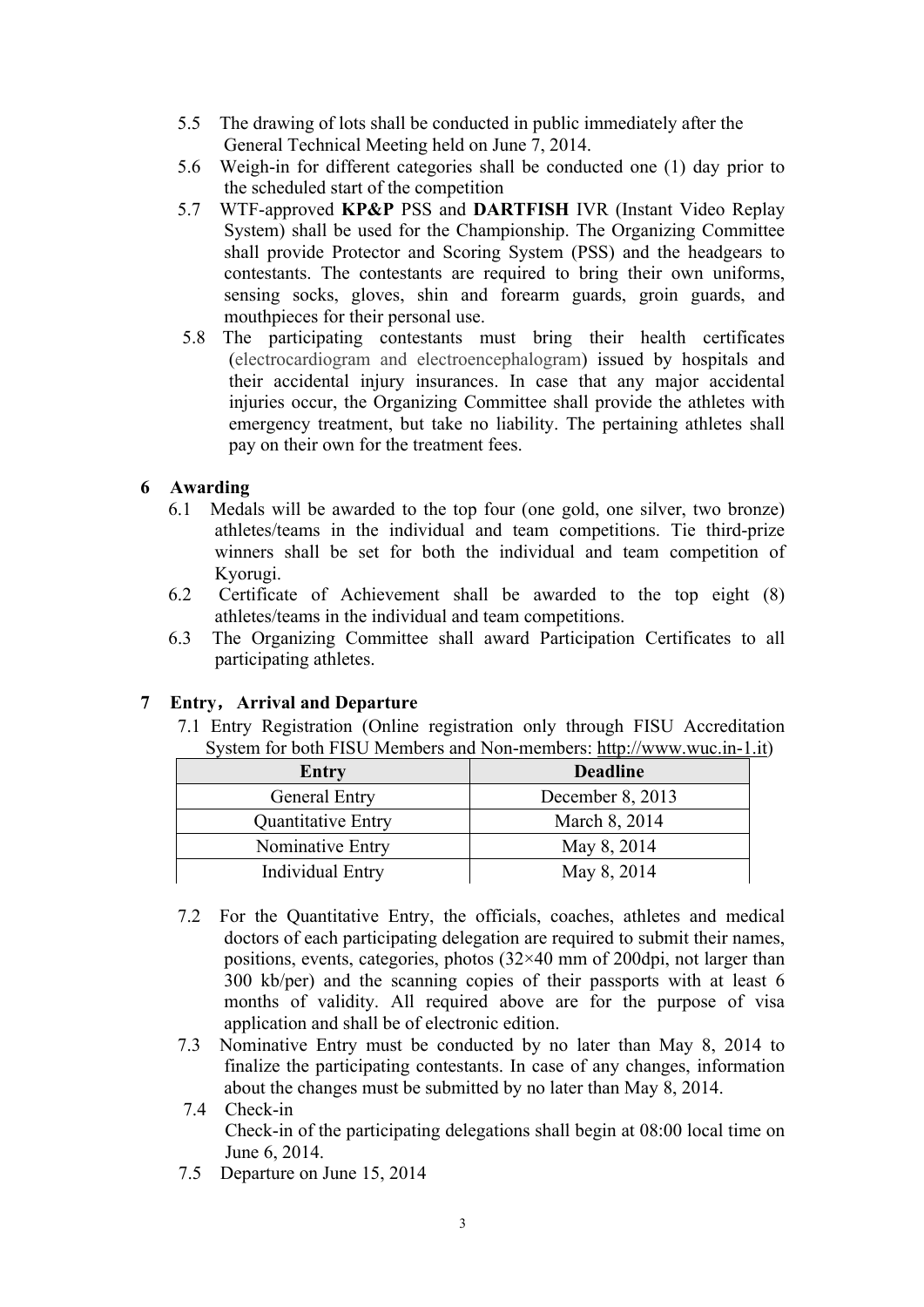5.5 The drawing of lots shall be conducted in public immediately after the General Technical Meeting held on June 7, 2014.

5.6 Weigh-in for different categories shall be conducted one (1) day prior to the scheduled start of the competition

5.7 WTF-approved **KP&P** PSS and **DARTFISH** IVR (Instant Video Replay System) shall be used for the Championship. The Organizing Committee shall provide Protector and Scoring System (PSS) and the headgears to contestants. The contestants are required to bring their own uniforms, sensing socks, gloves, shin and forearm guards, groin guards, and mouthpieces for their personal use.

5.8 The participating contestants must bring their health certificates (electrocardiogram and electroencephalogram) issued by hospitals and their accidental injury insurances. In case that any major accidental injuries occur, the Organizing Committee shall provide the athletes with emergency treatment, but take no liability. The pertaining athletes shall pay on their own for the treatment fees.

## 6 Awarding

6.1 Medals will be awarded to the top four (one gold, one silver, two bronze) athletes/teams in the individual and team competitions. Tie third-prize winners shall be set for both the individual and team competition of Kyorugi.

6.2 Certificate of Achievement shall be awarded to the top eight (8) athletes/teams in the individual and team competitions.

6.3 The Organizing Committee shall award Participation Certificates to all participating athletes.

## 7 Entry, Arrival and Departure

7.1 Entry Registration (Online registration only through FISU Accreditation System for both FISU Members and Non-members: http://www.wuc.in-1.it)

| Entry | Deadline |
|---|---|
| General Entry | December 8, 2013 |
| Quantitative Entry | March 8, 2014 |
| Nominative Entry | May 8, 2014 |
| Individual Entry | May 8, 2014 |

7.2 For the Quantitative Entry, the officials, coaches, athletes and medical doctors of each participating delegation are required to submit their names, positions, events, categories, photos (32×40 mm of 200dpi, not larger than 300 kb/per) and the scanning copies of their passports with at least 6 months of validity. All required above are for the purpose of visa application and shall be of electronic edition.

7.3 Nominative Entry must be conducted by no later than May 8, 2014 to finalize the participating contestants. In case of any changes, information about the changes must be submitted by no later than May 8, 2014.

7.4 Check-in

Check-in of the participating delegations shall begin at 08:00 local time on June 6, 2014.

7.5 Departure on June 15, 2014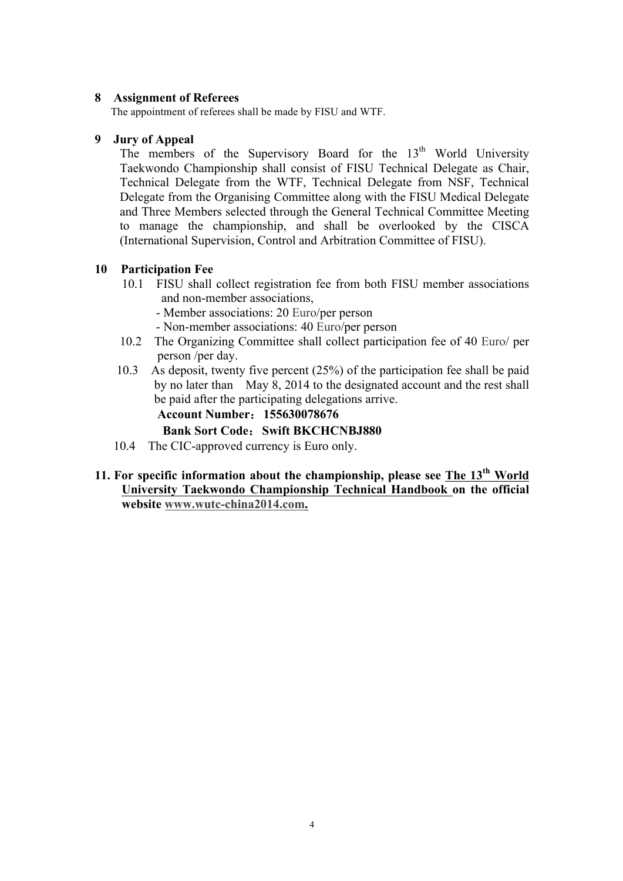## 8 Assignment of Referees

The appointment of referees shall be made by FISU and WTF.

## 9 Jury of Appeal

The members of the Supervisory Board for the 13th World University Taekwondo Championship shall consist of FISU Technical Delegate as Chair, Technical Delegate from the WTF, Technical Delegate from NSF, Technical Delegate from the Organising Committee along with the FISU Medical Delegate and Three Members selected through the General Technical Committee Meeting to manage the championship, and shall be overlooked by the CISCA (International Supervision, Control and Arbitration Committee of FISU).

## 10 Participation Fee

10.1 FISU shall collect registration fee from both FISU member associations and non-member associations,

- Member associations: 20 Euro/per person
- Non-member associations: 40 Euro/per person

10.2 The Organizing Committee shall collect participation fee of 40 Euro/ per person /per day.

10.3 As deposit, twenty five percent (25%) of the participation fee shall be paid by no later than May 8, 2014 to the designated account and the rest shall be paid after the participating delegations arrive.

**Account Number：155630078676**

**Bank Sort Code：Swift BKCHCNBJ880**

10.4 The CIC-approved currency is Euro only.

**11. For specific information about the championship, please see The 13th World University Taekwondo Championship Technical Handbook on the official website www.wutc-china2014.com.**